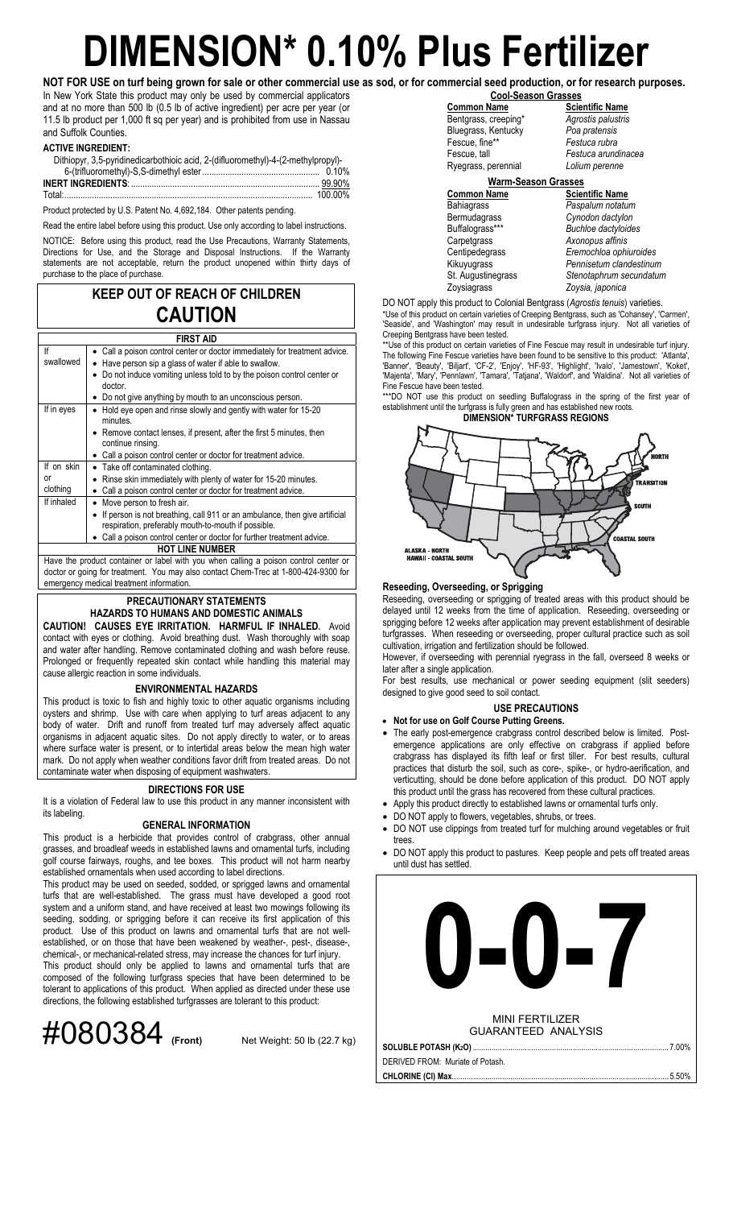# DIMENSION* 0.10% Plus Fertilizer

**NOT FOR USE on turf being grown for sale or other commercial use as sod, or for commercial seed production, or for research purposes.**

In New York State this product may only be used by commercial applicators and at no more than 500 lb (0.5 lb of active ingredient) per acre per year (or 11.5 lb product per 1,000 ft sq per year) and is prohibited from use in Nassau and Suffolk Counties.

**ACTIVE INGREDIENT:**

| | |
|---|---|
| Dithiopyr, 3,5-pyridinedicarbothioic acid, 2-(difluoromethyl)-4-(2-methylpropyl)-6-(trifluoromethyl)-S,S-dimethyl ester | 0.10% |
| **INERT INGREDIENTS**: | 99.90% |
| Total: | 100.00% |

Product protected by U.S. Patent No. 4,692,184. Other patents pending.

Read the entire label before using this product. Use only according to label instructions.

NOTICE: Before using this product, read the Use Precautions, Warranty Statements, Directions for Use, and the Storage and Disposal Instructions. If the Warranty statements are not acceptable, return the product unopened within thirty days of purchase to the place of purchase.

## KEEP OUT OF REACH OF CHILDREN
## CAUTION

| FIRST AID | |
|---|---|
| If swallowed | • Call a poison control center or doctor immediately for treatment advice.<br>• Have person sip a glass of water if able to swallow.<br>• Do not induce vomiting unless told to by the poison control center or doctor.<br>• Do not give anything by mouth to an unconscious person. |
| If in eyes | • Hold eye open and rinse slowly and gently with water for 15-20 minutes.<br>• Remove contact lenses, if present, after the first 5 minutes, then continue rinsing.<br>• Call a poison control center or doctor for treatment advice. |
| If on skin or clothing | • Take off contaminated clothing.<br>• Rinse skin immediately with plenty of water for 15-20 minutes.<br>• Call a poison control center or doctor for treatment advice. |
| If inhaled | • Move person to fresh air.<br>• If person is not breathing, call 911 or an ambulance, then give artificial respiration, preferably mouth-to-mouth if possible.<br>• Call a poison control center or doctor for further treatment advice. |
| **HOT LINE NUMBER** | |
| Have the product container or label with you when calling a poison control center or doctor or going for treatment. You may also contact Chem-Trec at 1-800-424-9300 for emergency medical treatment information. | |

### PRECAUTIONARY STATEMENTS
### HAZARDS TO HUMANS AND DOMESTIC ANIMALS

**CAUTION! CAUSES EYE IRRITATION. HARMFUL IF INHALED.** Avoid contact with eyes or clothing. Avoid breathing dust. Wash thoroughly with soap and water after handling. Remove contaminated clothing and wash before reuse. Prolonged or frequently repeated skin contact while handling this material may cause allergic reaction in some individuals.

### ENVIRONMENTAL HAZARDS

This product is toxic to fish and highly toxic to other aquatic organisms including oysters and shrimp. Use with care when applying to turf areas adjacent to any body of water. Drift and runoff from treated turf may adversely affect aquatic organisms in adjacent aquatic sites. Do not apply directly to water, or to areas where surface water is present, or to intertidal areas below the mean high water mark. Do not apply when weather conditions favor drift from treated areas. Do not contaminate water when disposing of equipment washwaters.

### DIRECTIONS FOR USE

It is a violation of Federal law to use this product in any manner inconsistent with its labeling.

### GENERAL INFORMATION

This product is a herbicide that provides control of crabgrass, other annual grasses, and broadleaf weeds in established lawns and ornamental turfs, including golf course fairways, roughs, and tee boxes. This product will not harm nearby established ornamentals when used according to label directions.

This product may be used on seeded, sodded, or sprigged lawns and ornamental turfs that are well-established. The grass must have developed a good root system and a uniform stand, and have received at least two mowings following its seeding, sodding, or sprigging before it can receive its first application of this product. Use of this product on lawns and ornamental turfs that are not well-established, or on those that have been weakened by weather-, pest-, disease-, chemical-, or mechanical-related stress, may increase the chances for turf injury.

This product should only be applied to lawns and ornamental turfs that are composed of the following turfgrass species that have been determined to be tolerant to applications of this product. When applied as directed under these use directions, the following established turfgrasses are tolerant to this product:

**Cool-Season Grasses**

| Common Name | Scientific Name |
|---|---|
| Bentgrass, creeping* | *Agrostis palustris* |
| Bluegrass, Kentucky | *Poa pratensis* |
| Fescue, fine** | *Festuca rubra* |
| Fescue, tall | *Festuca arundinacea* |
| Ryegrass, perennial | *Lolium perenne* |

**Warm-Season Grasses**

| Common Name | Scientific Name |
|---|---|
| Bahiagrass | *Paspalum notatum* |
| Bermudagrass | *Cynodon dactylon* |
| Buffalograss*** | *Buchloe dactyloides* |
| Carpetgrass | *Axonopus affinis* |
| Centipedegrass | *Eremochloa ophiuroides* |
| Kikuyugrass | *Pennisetum clandestinum* |
| St. Augustinegrass | *Stenotaphrum secundatum* |
| Zoysiagrass | *Zoysia, japonica* |

DO NOT apply this product to Colonial Bentgrass (*Agrostis tenuis*) varieties.

*Use of this product on certain varieties of Creeping Bentgrass, such as 'Cohansey', 'Carmen', 'Seaside', and 'Washington' may result in undesirable turfgrass injury. Not all varieties of Creeping Bentgrass have been tested.

**Use of this product on certain varieties of Fine Fescue may result in undesirable turf injury. The following Fine Fescue varieties have been found to be sensitive to this product: 'Atlanta', 'Banner', 'Beauty', 'Biljart', 'CF-2', 'Enjoy', 'HF-93', 'Highlight', 'Ivalo', 'Jamestown', 'Koket', 'Majenta', 'Mary', 'Pennlawn', 'Tamara', 'Tatjana', 'Waldorf', and 'Waldina'. Not all varieties of Fine Fescue have been tested.

***DO NOT use this product on seedling Buffalograss in the spring of the first year of establishment until the turfgrass is fully green and has established new roots.

**DIMENSION* TURFGRASS REGIONS**

NORTH
TRANSITION
SOUTH
COASTAL SOUTH
ALASKA - NORTH
HAWAII - COASTAL SOUTH

### Reseeding, Overseeding, or Sprigging

Reseeding, overseeding or sprigging of treated areas with this product should be delayed until 12 weeks from the time of application. Reseeding, overseeding or sprigging before 12 weeks after application may prevent establishment of desirable turfgrasses. When reseeding or overseeding, proper cultural practice such as soil cultivation, irrigation and fertilization should be followed.

However, if overseeding with perennial ryegrass in the fall, overseed 8 weeks or later after a single application.

For best results, use mechanical or power seeding equipment (slit seeders) designed to give good seed to soil contact.

### USE PRECAUTIONS

- **Not for use on Golf Course Putting Greens.**
- The early post-emergence crabgrass control described below is limited. Post-emergence applications are only effective on crabgrass if applied before crabgrass has displayed its fifth leaf or first tiller. For best results, cultural practices that disturb the soil, such as core-, spike-, or hydro-aerification, and verticutting, should be done before application of this product. DO NOT apply this product until the grass has recovered from these cultural practices.
- Apply this product directly to established lawns or ornamental turfs only.
- DO NOT apply to flowers, vegetables, shrubs, or trees.
- DO NOT use clippings from treated turf for mulching around vegetables or fruit trees.
- DO NOT apply this product to pastures. Keep people and pets off treated areas until dust has settled.

# 0-0-7

MINI FERTILIZER
GUARANTEED ANALYSIS

| | |
|---|---|
| **SOLUBLE POTASH ($K_2O$)** | 7.00% |
| DERIVED FROM: Muriate of Potash. | |
| **CHLORINE (Cl) Max** | 5.50% |

#080384 (Front) Net Weight: 50 lb (22.7 kg)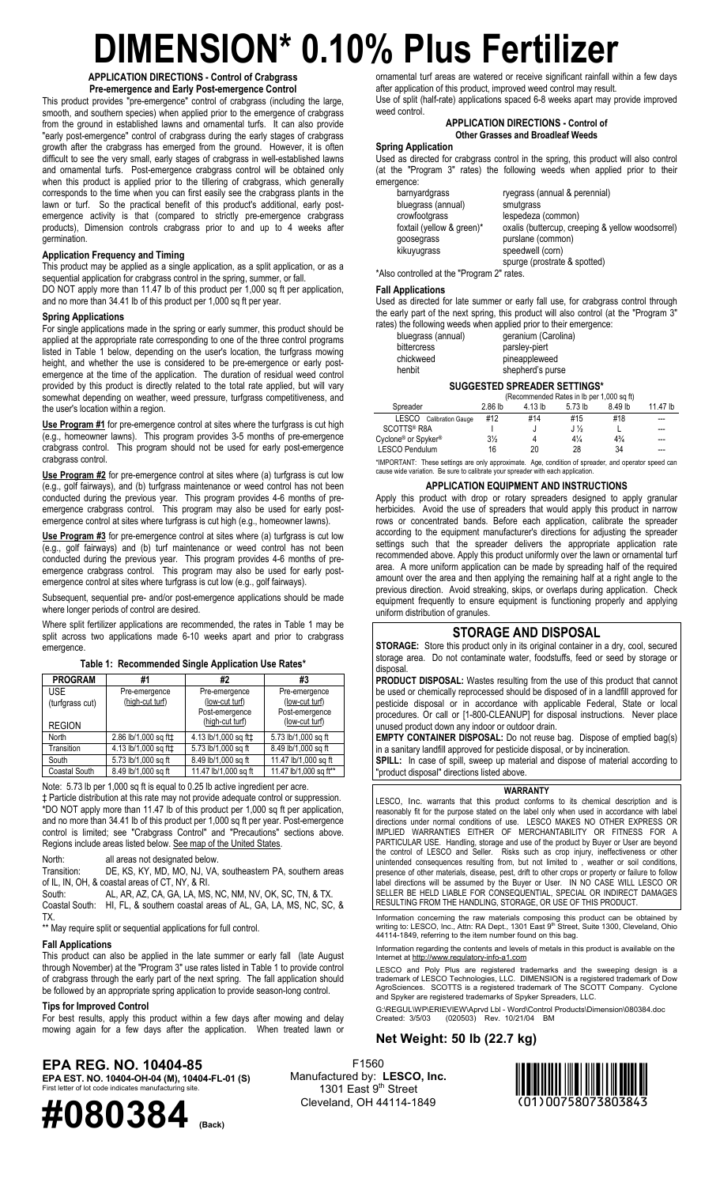# DIMENSION* 0.10% Plus Fertilizer

## APPLICATION DIRECTIONS - Control of Crabgrass

### Pre-emergence and Early Post-emergence Control

This product provides "pre-emergence" control of crabgrass (including the large, smooth, and southern species) when applied prior to the emergence of crabgrass from the ground in established lawns and ornamental turfs. It can also provide "early post-emergence" control of crabgrass during the early stages of crabgrass growth after the crabgrass has emerged from the ground. However, it is often difficult to see the very small, early stages of crabgrass in well-established lawns and ornamental turfs. Post-emergence crabgrass control will be obtained only when this product is applied prior to the tillering of crabgrass, which generally corresponds to the time when you can first easily see the crabgrass plants in the lawn or turf. So the practical benefit of this product's additional, early post-emergence activity is that (compared to strictly pre-emergence crabgrass products), Dimension controls crabgrass prior to and up to 4 weeks after germination.

### Application Frequency and Timing

This product may be applied as a single application, as a split application, or as a sequential application for crabgrass control in the spring, summer, or fall.

DO NOT apply more than 11.47 lb of this product per 1,000 sq ft per application, and no more than 34.41 lb of this product per 1,000 sq ft per year.

### Spring Applications

For single applications made in the spring or early summer, this product should be applied at the appropriate rate corresponding to one of the three control programs listed in Table 1 below, depending on the user's location, the turfgrass mowing height, and whether the use is considered to be pre-emergence or early post-emergence at the time of the application. The duration of residual weed control provided by this product is directly related to the total rate applied, but will vary somewhat depending on weather, weed pressure, turfgrass competitiveness, and the user's location within a region.

**Use Program #1** for pre-emergence control at sites where the turfgrass is cut high (e.g., homeowner lawns). This program provides 3-5 months of pre-emergence crabgrass control. This program should not be used for early post-emergence crabgrass control.

**Use Program #2** for pre-emergence control at sites where (a) turfgrass is cut low (e.g., golf fairways), and (b) turfgrass maintenance or weed control has not been conducted during the previous year. This program provides 4-6 months of pre-emergence crabgrass control. This program may also be used for early post-emergence control at sites where turfgrass is cut high (e.g., homeowner lawns).

**Use Program #3** for pre-emergence control at sites where (a) turfgrass is cut low (e.g., golf fairways) and (b) turf maintenance or weed control has not been conducted during the previous year. This program provides 4-6 months of pre-emergence crabgrass control. This program may also be used for early post-emergence control at sites where turfgrass is cut low (e.g., golf fairways).

Subsequent, sequential pre- and/or post-emergence applications should be made where longer periods of control are desired.

Where split fertilizer applications are recommended, the rates in Table 1 may be split across two applications made 6-10 weeks apart and prior to crabgrass emergence.

**Table 1: Recommended Single Application Use Rates***

| PROGRAM | #1 | #2 | #3 |
|---|---|---|---|
| USE (turfgrass cut) | Pre-emergence (high-cut turf) | Pre-emergence (low-cut turf) Post-emergence (high-cut turf) | Pre-emergence (low-cut turf) Post-emergence (low-cut turf) |
| REGION | | | |
| North | 2.86 lb/1,000 sq ft‡ | 4.13 lb/1,000 sq ft‡ | 5.73 lb/1,000 sq ft |
| Transition | 4.13 lb/1,000 sq ft‡ | 5.73 lb/1,000 sq ft | 8.49 lb/1,000 sq ft |
| South | 5.73 lb/1,000 sq ft | 8.49 lb/1,000 sq ft | 11.47 lb/1,000 sq ft |
| Coastal South | 8.49 lb/1,000 sq ft | 11.47 lb/1,000 sq ft | 11.47 lb/1,000 sq ft** |

Note: 5.73 lb per 1,000 sq ft is equal to 0.25 lb active ingredient per acre.

‡ Particle distribution at this rate may not provide adequate control or suppression.

*DO NOT apply more than 11.47 lb of this product per 1,000 sq ft per application, and no more than 34.41 lb of this product per 1,000 sq ft per year. Post-emergence control is limited; see "Crabgrass Control" and "Precautions" sections above. Regions include areas listed below. See map of the United States.

North: all areas not designated below.

Transition: DE, KS, KY, MD, MO, NJ, VA, southeastern PA, southern areas of IL, IN, OH, & coastal areas of CT, NY, & RI.

South: AL, AR, AZ, CA, GA, LA, MS, NC, NM, NV, OK, SC, TN & TX.

Coastal South: HI, FL, & southern coastal areas of AL, GA, LA, MS, NC, SC, & TX.

** May require split or sequential applications for full control.

### Fall Applications

This product can also be applied in the late summer or early fall (late August through November) at the "Program 3" use rates listed in Table 1 to provide control of crabgrass through the early part of the next spring. The fall application should be followed by an appropriate spring application to provide season-long control.

### Tips for Improved Control

For best results, apply this product within a few days after mowing and delay mowing again for a few days after the application. When treated lawn or ornamental turf areas are watered or receive significant rainfall within a few days after application of this product, improved weed control may result.

Use of split (half-rate) applications spaced 6-8 weeks apart may provide improved weed control.

## APPLICATION DIRECTIONS - Control of Other Grasses and Broadleaf Weeds

### Spring Application

Used as directed for crabgrass control in the spring, this product will also control (at the "Program 3" rates) the following weeds when applied prior to their emergence:

| | |
|---|---|
| barnyardgrass | ryegrass (annual & perennial) |
| bluegrass (annual) | smutgrass |
| crowfootgrass | lespedeza (common) |
| foxtail (yellow & green)* | oxalis (buttercup, creeping & yellow woodsorrel) |
| goosegrass | purslane (common) |
| kikuyugrass | speedwell (corn) |
| | spurge (prostrate & spotted) |

*Also controlled at the "Program 2" rates.

### Fall Applications

Used as directed for late summer or early fall use, for crabgrass control through the early part of the next spring, this product will also control (at the "Program 3" rates) the following weeds when applied prior to their emergence:

| | |
|---|---|
| bluegrass (annual) | geranium (Carolina) |
| bittercress | parsley-piert |
| chickweed | pineappleweed |
| henbit | shepherd's purse |

### SUGGESTED SPREADER SETTINGS*

| Spreader | (Recommended Rates in lb per 1,000 sq ft) 2.86 lb | 4.13 lb | 5.73 lb | 8.49 lb | 11.47 lb |
|---|---|---|---|---|---|
| LESCO Calibration Gauge | #12 | #14 | #15 | #18 | --- |
| SCOTTS® R8A | I | J | J ½ | L | --- |
| Cyclone® or Spyker® | 3½ | 4 | 4¼ | 4¾ | --- |
| LESCO Pendulum | 16 | 20 | 28 | 34 | --- |

*IMPORTANT: These settings are only approximate. Age, condition of spreader, and operator speed can cause wide variation. Be sure to calibrate your spreader with each application.

### APPLICATION EQUIPMENT AND INSTRUCTIONS

Apply this product with drop or rotary spreaders designed to apply granular herbicides. Avoid the use of spreaders that would apply this product in narrow rows or concentrated bands. Before each application, calibrate the spreader according to the equipment manufacturer's directions for adjusting the spreader settings such that the spreader delivers the appropriate application rate recommended above. Apply this product uniformly over the lawn or ornamental turf area. A more uniform application can be made by spreading half of the required amount over the area and then applying the remaining half at a right angle to the previous direction. Avoid streaking, skips, or overlaps during application. Check equipment frequently to ensure equipment is functioning properly and applying uniform distribution of granules.

## STORAGE AND DISPOSAL

**STORAGE:** Store this product only in its original container in a dry, cool, secured storage area. Do not contaminate water, foodstuffs, feed or seed by storage or disposal.

**PRODUCT DISPOSAL:** Wastes resulting from the use of this product that cannot be used or chemically reprocessed should be disposed of in a landfill approved for pesticide disposal or in accordance with applicable Federal, State or local procedures. Or call or [1-800-CLEANUP] for disposal instructions. Never place unused product down any indoor or outdoor drain.

**EMPTY CONTAINER DISPOSAL:** Do not reuse bag. Dispose of emptied bag(s) in a sanitary landfill approved for pesticide disposal, or by incineration.

**SPILL:** In case of spill, sweep up material and dispose of material according to "product disposal" directions listed above.

### WARRANTY

LESCO, Inc. warrants that this product conforms to its chemical description and is reasonably fit for the purpose stated on the label only when used in accordance with label directions under normal conditions of use. LESCO MAKES NO OTHER EXPRESS OR IMPLIED WARRANTIES EITHER OF MERCHANTABILITY OR FITNESS FOR A PARTICULAR USE. Handling, storage and use of the product by Buyer or User are beyond the control of LESCO and Seller. Risks such as crop injury, ineffectiveness or other unintended consequences resulting from, but not limited to , weather or soil conditions, presence of other materials, disease, pest, drift to other crops or property or failure to follow label directions will be assumed by the Buyer or User. IN NO CASE WILL LESCO OR SELLER BE HELD LIABLE FOR CONSEQUENTIAL, SPECIAL OR INDIRECT DAMAGES RESULTING FROM THE HANDLING, STORAGE, OR USE OF THIS PRODUCT.

Information concerning the raw materials composing this product can be obtained by writing to: LESCO, Inc., Attn: RA Dept., 1301 East 9th Street, Suite 1300, Cleveland, Ohio 44114-1849, referring to the item number found on this bag.

Information regarding the contents and levels of metals in this product is available on the Internet at http://www.regulatory-info-a1.com

LESCO and Poly Plus are registered trademarks and the sweeping design is a trademark of LESCO Technologies, LLC. DIMENSION is a registered trademark of Dow AgroSciences. SCOTTS is a registered trademark of The SCOTT Company. Cyclone and Spyker are registered trademarks of Spyker Spreaders, LLC.

G:\REGUL\WP\ERIEVIEW\Aprvd Lbl - Word\Control Products\Dimension\080384.doc
Created: 3/5/03 (020503) Rev. 10/21/04 BM

**Net Weight: 50 lb (22.7 kg)**

**EPA REG. NO. 10404-85**
**EPA EST. NO. 10404-OH-04 (M), 10404-FL-01 (S)**
First letter of lot code indicates manufacturing site.

F1560
Manufactured by: **LESCO, Inc.**
1301 East 9th Street
Cleveland, OH 44114-1849

(01)00758073803843

**#080384** (Back)